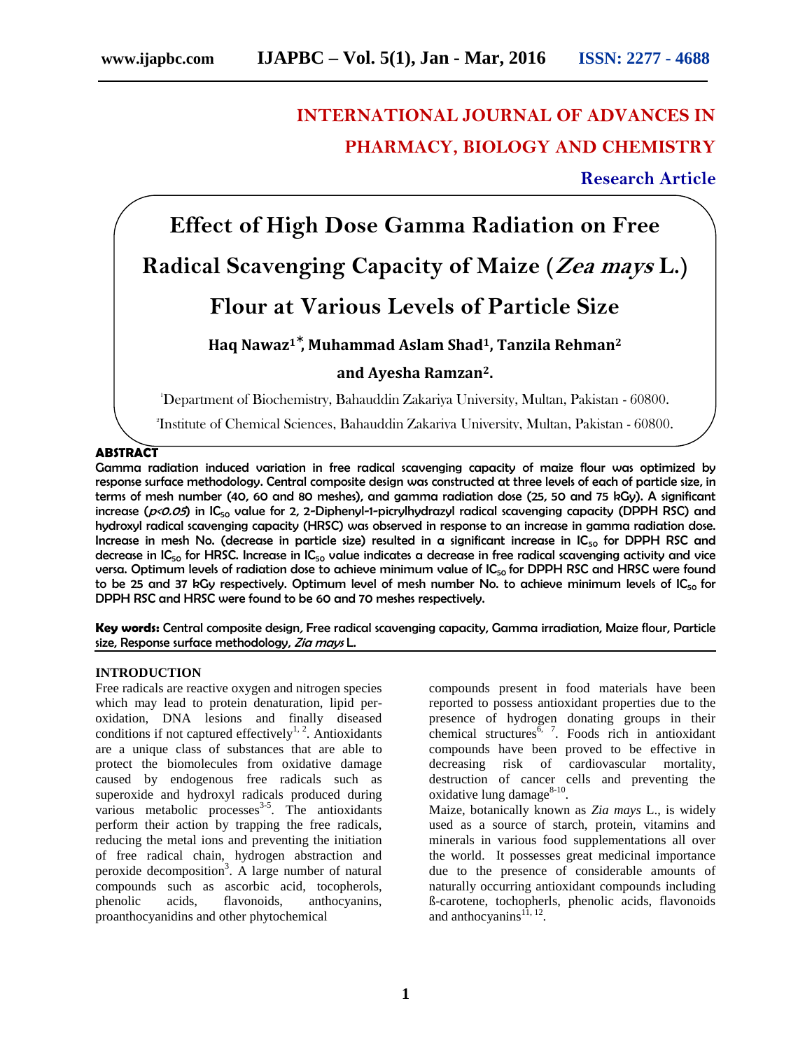# INTERNATIONAL JOURNAL OF ADVANCES IN PHARMACY, BIOLOGY AND CHEMISTRY

**Research Article**

# Effect of High Dose Gamma Radiation on Free Radical Scavenging Capacity of Maize (*Zea mays* L.) Flour at Various Levels of Particle Size

**Haq Nawaz[1]*, Muhammad Aslam Shad[1], Tanzila Rehman[2] and Ayesha Ramzan[2].**

[1]Department of Biochemistry, Bahauddin Zakariya University, Multan, Pakistan - 60800.

[2]Institute of Chemical Sciences, Bahauddin Zakariya University, Multan, Pakistan - 60800.

## ABSTRACT

Gamma radiation induced variation in free radical scavenging capacity of maize flour was optimized by response surface methodology. Central composite design was constructed at three levels of each of particle size, in terms of mesh number (40, 60 and 80 meshes), and gamma radiation dose (25, 50 and 75 kGy). A significant increase ($p<0.05$) in $IC_{50}$ value for 2, 2-Diphenyl-1-picrylhydrazyl radical scavenging capacity (DPPH RSC) and hydroxyl radical scavenging capacity (HRSC) was observed in response to an increase in gamma radiation dose. Increase in mesh No. (decrease in particle size) resulted in a significant increase in $IC_{50}$ for DPPH RSC and decrease in $IC_{50}$ for HRSC. Increase in $IC_{50}$ value indicates a decrease in free radical scavenging activity and vice versa. Optimum levels of radiation dose to achieve minimum value of $IC_{50}$ for DPPH RSC and HRSC were found to be 25 and 37 kGy respectively. Optimum level of mesh number No. to achieve minimum levels of $IC_{50}$ for DPPH RSC and HRSC were found to be 60 and 70 meshes respectively.

**Key words:** Central composite design, Free radical scavenging capacity, Gamma irradiation, Maize flour, Particle size, Response surface methodology, *Zia mays* L.

## INTRODUCTION

Free radicals are reactive oxygen and nitrogen species which may lead to protein denaturation, lipid per-oxidation, DNA lesions and finally diseased conditions if not captured effectively[1, 2]. Antioxidants are a unique class of substances that are able to protect the biomolecules from oxidative damage caused by endogenous free radicals such as superoxide and hydroxyl radicals produced during various metabolic processes[3-5]. The antioxidants perform their action by trapping the free radicals, reducing the metal ions and preventing the initiation of free radical chain, hydrogen abstraction and peroxide decomposition[3]. A large number of natural compounds such as ascorbic acid, tocopherols, phenolic acids, flavonoids, anthocyanins, proanthocyanidins and other phytochemical compounds present in food materials have been reported to possess antioxidant properties due to the presence of hydrogen donating groups in their chemical structures[6, 7]. Foods rich in antioxidant compounds have been proved to be effective in decreasing risk of cardiovascular mortality, destruction of cancer cells and preventing the oxidative lung damage[8-10].

Maize, botanically known as *Zia mays* L., is widely used as a source of starch, protein, vitamins and minerals in various food supplementations all over the world. It possesses great medicinal importance due to the presence of considerable amounts of naturally occurring antioxidant compounds including ß-carotene, tochopherls, phenolic acids, flavonoids and anthocyanins[11, 12].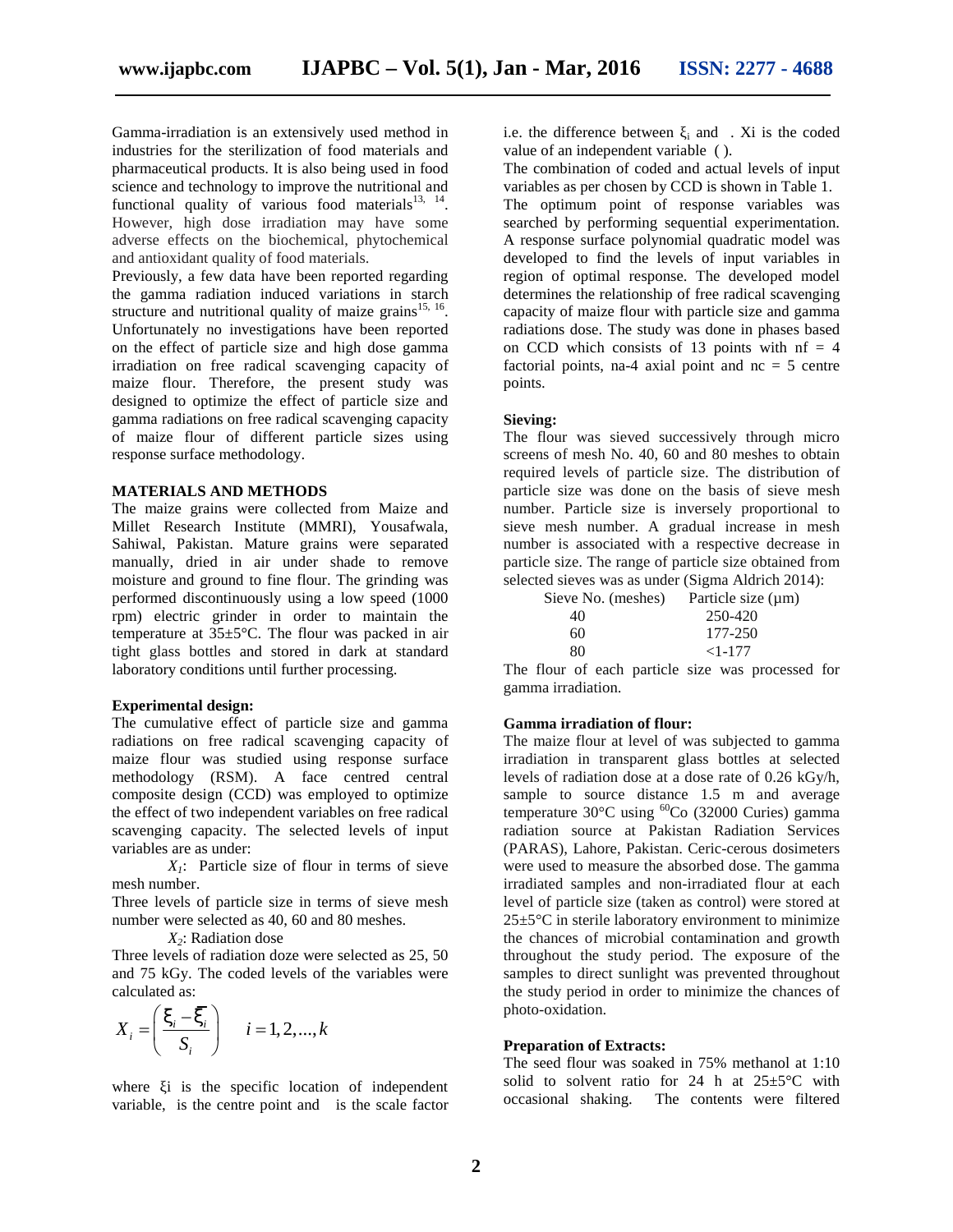Gamma-irradiation is an extensively used method in industries for the sterilization of food materials and pharmaceutical products. It is also being used in food science and technology to improve the nutritional and functional quality of various food materials[13, 14]. However, high dose irradiation may have some adverse effects on the biochemical, phytochemical and antioxidant quality of food materials.

Previously, a few data have been reported regarding the gamma radiation induced variations in starch structure and nutritional quality of maize grains[15, 16]. Unfortunately no investigations have been reported on the effect of particle size and high dose gamma irradiation on free radical scavenging capacity of maize flour. Therefore, the present study was designed to optimize the effect of particle size and gamma radiations on free radical scavenging capacity of maize flour of different particle sizes using response surface methodology.

## MATERIALS AND METHODS

The maize grains were collected from Maize and Millet Research Institute (MMRI), Yousafwala, Sahiwal, Pakistan. Mature grains were separated manually, dried in air under shade to remove moisture and ground to fine flour. The grinding was performed discontinuously using a low speed (1000 rpm) electric grinder in order to maintain the temperature at 35±5°C. The flour was packed in air tight glass bottles and stored in dark at standard laboratory conditions until further processing.

### Experimental design:

The cumulative effect of particle size and gamma radiations on free radical scavenging capacity of maize flour was studied using response surface methodology (RSM). A face centred central composite design (CCD) was employed to optimize the effect of two independent variables on free radical scavenging capacity. The selected levels of input variables are as under:

$X_1$: Particle size of flour in terms of sieve mesh number.

Three levels of particle size in terms of sieve mesh number were selected as 40, 60 and 80 meshes.

$X_2$: Radiation dose

Three levels of radiation doze were selected as 25, 50 and 75 kGy. The coded levels of the variables were calculated as:

$$X_i = \left( \frac{\xi_i - \bar{\xi}_i}{S_i} \right) \quad i = 1, 2, ..., k$$

where ξi is the specific location of independent variable, is the centre point and is the scale factor i.e. the difference between $\xi_i$ and . Xi is the coded value of an independent variable ( ).

The combination of coded and actual levels of input variables as per chosen by CCD is shown in Table 1.

The optimum point of response variables was searched by performing sequential experimentation. A response surface polynomial quadratic model was developed to find the levels of input variables in region of optimal response. The developed model determines the relationship of free radical scavenging capacity of maize flour with particle size and gamma radiations dose. The study was done in phases based on CCD which consists of 13 points with nf = 4 factorial points, na-4 axial point and nc = 5 centre points.

### Sieving:

The flour was sieved successively through micro screens of mesh No. 40, 60 and 80 meshes to obtain required levels of particle size. The distribution of particle size was done on the basis of sieve mesh number. Particle size is inversely proportional to sieve mesh number. A gradual increase in mesh number is associated with a respective decrease in particle size. The range of particle size obtained from selected sieves was as under (Sigma Aldrich 2014):

| Sieve No. (meshes) | Particle size (µm) |
|---|---|
| 40 | 250-420 |
| 60 | 177-250 |
| 80 | <1-177 |

The flour of each particle size was processed for gamma irradiation.

### Gamma irradiation of flour:

The maize flour at level of was subjected to gamma irradiation in transparent glass bottles at selected levels of radiation dose at a dose rate of 0.26 kGy/h, sample to source distance 1.5 m and average temperature 30°C using $^{60}$Co (32000 Curies) gamma radiation source at Pakistan Radiation Services (PARAS), Lahore, Pakistan. Ceric-cerous dosimeters were used to measure the absorbed dose. The gamma irradiated samples and non-irradiated flour at each level of particle size (taken as control) were stored at 25±5°C in sterile laboratory environment to minimize the chances of microbial contamination and growth throughout the study period. The exposure of the samples to direct sunlight was prevented throughout the study period in order to minimize the chances of photo-oxidation.

### Preparation of Extracts:

The seed flour was soaked in 75% methanol at 1:10 solid to solvent ratio for 24 h at 25±5°C with occasional shaking. The contents were filtered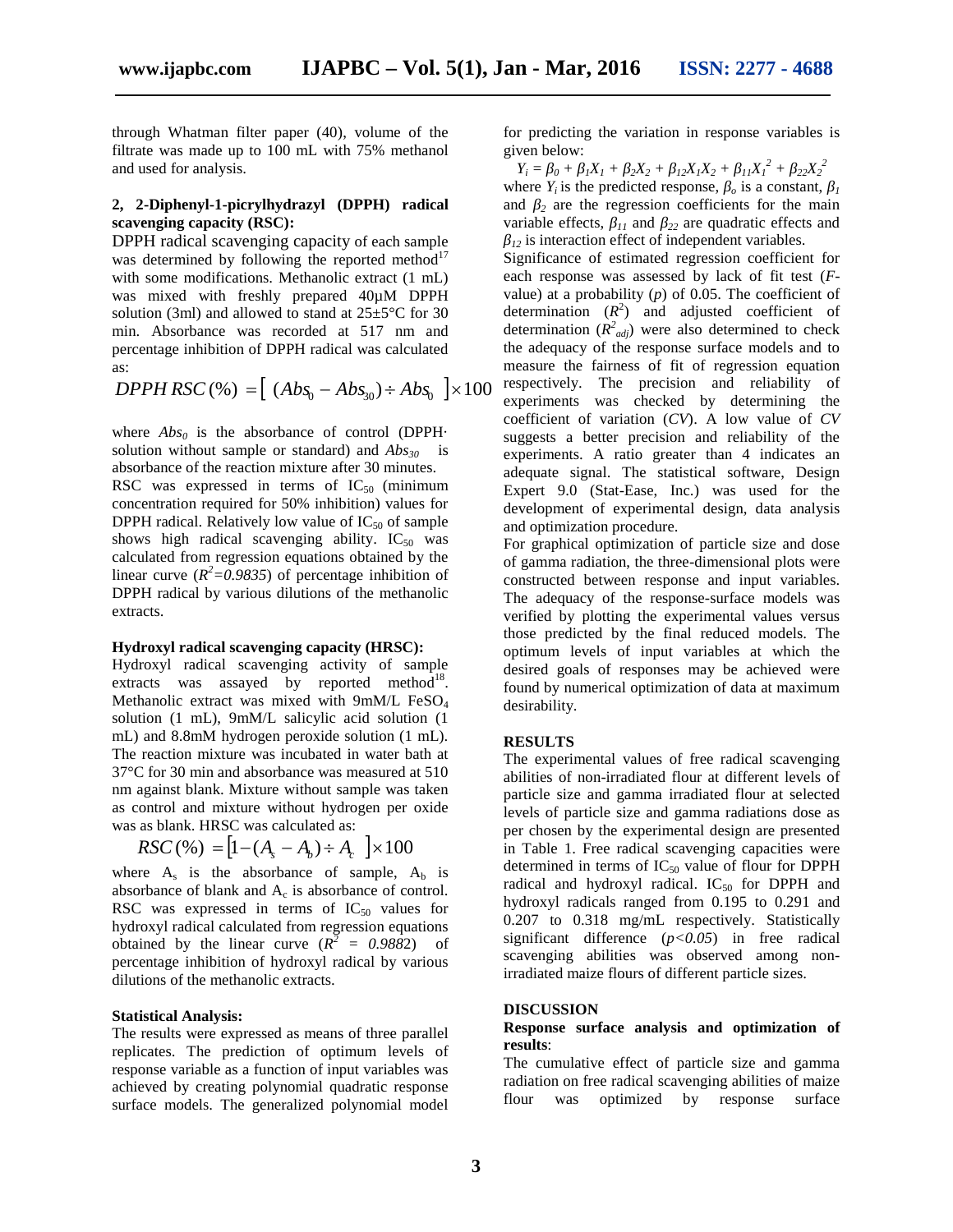through Whatman filter paper (40), volume of the filtrate was made up to 100 mL with 75% methanol and used for analysis.

### 2, 2-Diphenyl-1-picrylhydrazyl (DPPH) radical scavenging capacity (RSC):

DPPH radical scavenging capacity of each sample was determined by following the reported method[17] with some modifications. Methanolic extract (1 mL) was mixed with freshly prepared 40μM DPPH solution (3ml) and allowed to stand at 25±5°C for 30 min. Absorbance was recorded at 517 nm and percentage inhibition of DPPH radical was calculated as:

$$DPPH\ RSC(\%) = \left[ (Abs_0 - Abs_{30}) \div Abs_0 \right] \times 100$$

where $Abs_0$ is the absorbance of control (DPPH· solution without sample or standard) and $Abs_{30}$ is absorbance of the reaction mixture after 30 minutes.
RSC was expressed in terms of $IC_{50}$ (minimum concentration required for 50% inhibition) values for DPPH radical. Relatively low value of $IC_{50}$ of sample shows high radical scavenging ability. $IC_{50}$ was calculated from regression equations obtained by the linear curve ($R^2=0.9835$) of percentage inhibition of DPPH radical by various dilutions of the methanolic extracts.

### Hydroxyl radical scavenging capacity (HRSC):

Hydroxyl radical scavenging activity of sample extracts was assayed by reported method[18]. Methanolic extract was mixed with 9mM/L $FeSO_4$ solution (1 mL), 9mM/L salicylic acid solution (1 mL) and 8.8mM hydrogen peroxide solution (1 mL). The reaction mixture was incubated in water bath at 37°C for 30 min and absorbance was measured at 510 nm against blank. Mixture without sample was taken as control and mixture without hydrogen per oxide was as blank. HRSC was calculated as:

$$RSC(\%) = \left[1 - (A_s - A_b) \div A_c\right] \times 100$$

where $A_s$ is the absorbance of sample, $A_b$ is absorbance of blank and $A_c$ is absorbance of control. RSC was expressed in terms of $IC_{50}$ values for hydroxyl radical calculated from regression equations obtained by the linear curve ($R^2 = 0.9882$) of percentage inhibition of hydroxyl radical by various dilutions of the methanolic extracts.

### Statistical Analysis:

The results were expressed as means of three parallel replicates. The prediction of optimum levels of response variable as a function of input variables was achieved by creating polynomial quadratic response surface models. The generalized polynomial model for predicting the variation in response variables is given below:

$$Y_i = \beta_0 + \beta_1 X_1 + \beta_2 X_2 + \beta_{12} X_1 X_2 + \beta_{11} X_1^2 + \beta_{22} X_2^2$$

where $Y_i$ is the predicted response, $\beta_o$ is a constant, $\beta_1$ and $\beta_2$ are the regression coefficients for the main variable effects, $\beta_{11}$ and $\beta_{22}$ are quadratic effects and $\beta_{12}$ is interaction effect of independent variables.
Significance of estimated regression coefficient for each response was assessed by lack of fit test (*F*-value) at a probability (*p*) of 0.05. The coefficient of determination ($R^2$) and adjusted coefficient of determination ($R^2_{adj}$) were also determined to check the adequacy of the response surface models and to measure the fairness of fit of regression equation respectively. The precision and reliability of experiments was checked by determining the coefficient of variation (*CV*). A low value of *CV* suggests a better precision and reliability of the experiments. A ratio greater than 4 indicates an adequate signal. The statistical software, Design Expert 9.0 (Stat-Ease, Inc.) was used for the development of experimental design, data analysis and optimization procedure.
For graphical optimization of particle size and dose of gamma radiation, the three-dimensional plots were constructed between response and input variables. The adequacy of the response-surface models was verified by plotting the experimental values versus those predicted by the final reduced models. The optimum levels of input variables at which the desired goals of responses may be achieved were found by numerical optimization of data at maximum desirability.

## RESULTS

The experimental values of free radical scavenging abilities of non-irradiated flour at different levels of particle size and gamma irradiated flour at selected levels of particle size and gamma radiations dose as per chosen by the experimental design are presented in Table 1. Free radical scavenging capacities were determined in terms of $IC_{50}$ value of flour for DPPH radical and hydroxyl radical. $IC_{50}$ for DPPH and hydroxyl radicals ranged from 0.195 to 0.291 and 0.207 to 0.318 mg/mL respectively. Statistically significant difference ($p<0.05$) in free radical scavenging abilities was observed among non-irradiated maize flours of different particle sizes.

## DISCUSSION

### Response surface analysis and optimization of results:

The cumulative effect of particle size and gamma radiation on free radical scavenging abilities of maize flour was optimized by response surface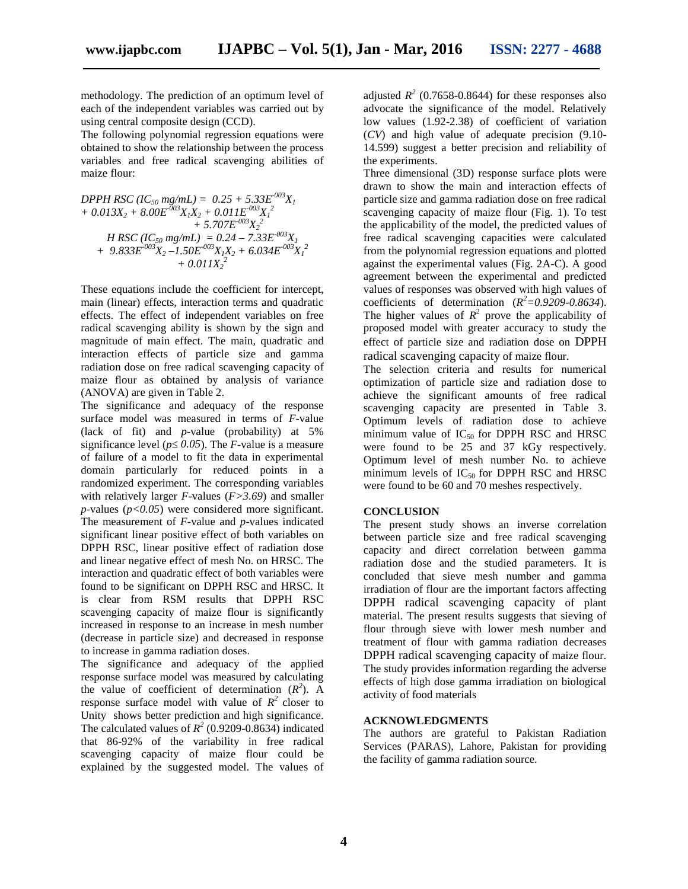methodology. The prediction of an optimum level of each of the independent variables was carried out by using central composite design (CCD).

The following polynomial regression equations were obtained to show the relationship between the process variables and free radical scavenging abilities of maize flour:

$$DPPH\ RSC\ (IC_{50}\ mg/mL) = 0.25 + 5.33E^{-003}X_1 + 0.013X_2 + 8.00E^{-003}X_1X_2 + 0.011E^{-003}X_1^2 + 5.707E^{-003}X_2^2$$

$$H\ RSC\ (IC_{50}\ mg/mL) = 0.24 - 7.33E^{-003}X_1 + 9.833E^{-003}X_2 - 1.50E^{-003}X_1X_2 + 6.034E^{-003}X_1^2 + 0.011X_2^2$$

These equations include the coefficient for intercept, main (linear) effects, interaction terms and quadratic effects. The effect of independent variables on free radical scavenging ability is shown by the sign and magnitude of main effect. The main, quadratic and interaction effects of particle size and gamma radiation dose on free radical scavenging capacity of maize flour as obtained by analysis of variance (ANOVA) are given in Table 2.

The significance and adequacy of the response surface model was measured in terms of *F*-value (lack of fit) and *p*-value (probability) at 5% significance level ($p \leq 0.05$). The *F*-value is a measure of failure of a model to fit the data in experimental domain particularly for reduced points in a randomized experiment. The corresponding variables with relatively larger *F*-values ($F > 3.69$) and smaller *p*-values ($p < 0.05$) were considered more significant. The measurement of *F*-value and *p*-values indicated significant linear positive effect of both variables on DPPH RSC, linear positive effect of radiation dose and linear negative effect of mesh No. on HRSC. The interaction and quadratic effect of both variables were found to be significant on DPPH RSC and HRSC. It is clear from RSM results that DPPH RSC scavenging capacity of maize flour is significantly increased in response to an increase in mesh number (decrease in particle size) and decreased in response to increase in gamma radiation doses.

The significance and adequacy of the applied response surface model was measured by calculating the value of coefficient of determination ($R^2$). A response surface model with value of $R^2$ closer to Unity shows better prediction and high significance. The calculated values of $R^2$ (0.9209-0.8634) indicated that 86-92% of the variability in free radical scavenging capacity of maize flour could be explained by the suggested model. The values of adjusted $R^2$ (0.7658-0.8644) for these responses also advocate the significance of the model. Relatively low values (1.92-2.38) of coefficient of variation (*CV*) and high value of adequate precision (9.10-14.599) suggest a better precision and reliability of the experiments.

Three dimensional (3D) response surface plots were drawn to show the main and interaction effects of particle size and gamma radiation dose on free radical scavenging capacity of maize flour (Fig. 1). To test the applicability of the model, the predicted values of free radical scavenging capacities were calculated from the polynomial regression equations and plotted against the experimental values (Fig. 2A-C). A good agreement between the experimental and predicted values of responses was observed with high values of coefficients of determination ($R^2 = 0.9209\text{-}0.8634$). The higher values of $R^2$ prove the applicability of proposed model with greater accuracy to study the effect of particle size and radiation dose on DPPH radical scavenging capacity of maize flour.

The selection criteria and results for numerical optimization of particle size and radiation dose to achieve the significant amounts of free radical scavenging capacity are presented in Table 3. Optimum levels of radiation dose to achieve minimum value of $IC_{50}$ for DPPH RSC and HRSC were found to be 25 and 37 kGy respectively. Optimum level of mesh number No. to achieve minimum levels of $IC_{50}$ for DPPH RSC and HRSC were found to be 60 and 70 meshes respectively.

## CONCLUSION

The present study shows an inverse correlation between particle size and free radical scavenging capacity and direct correlation between gamma radiation dose and the studied parameters. It is concluded that sieve mesh number and gamma irradiation of flour are the important factors affecting DPPH radical scavenging capacity of plant material. The present results suggests that sieving of flour through sieve with lower mesh number and treatment of flour with gamma radiation decreases DPPH radical scavenging capacity of maize flour. The study provides information regarding the adverse effects of high dose gamma irradiation on biological activity of food materials

## ACKNOWLEDGMENTS

The authors are grateful to Pakistan Radiation Services (PARAS), Lahore, Pakistan for providing the facility of gamma radiation source.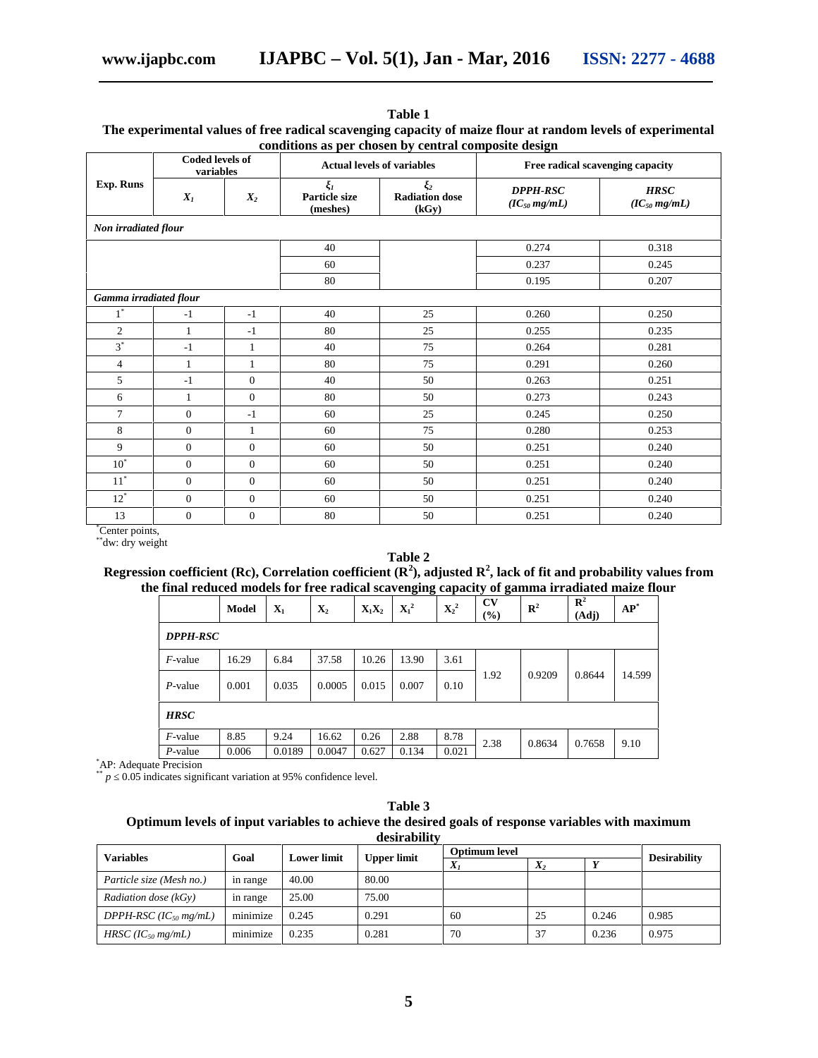**Table 1**
**The experimental values of free radical scavenging capacity of maize flour at random levels of experimental conditions as per chosen by central composite design**

| Exp. Runs | Coded levels of variables | | Actual levels of variables | | Free radical scavenging capacity | |
|---|---|---|---|---|---|---|
| | $X_1$ | $X_2$ | $\xi_1$ Particle size (meshes) | $\xi_2$ Radiation dose (kGy) | *DPPH-RSC* ($IC_{50}$ mg/mL) | *HRSC* ($IC_{50}$ mg/mL) |
| ***Non irradiated flour*** | | | | | | |
| | | | 40 | | 0.274 | 0.318 |
| | | | 60 | | 0.237 | 0.245 |
| | | | 80 | | 0.195 | 0.207 |
| ***Gamma irradiated flour*** | | | | | | |
| 1* | -1 | -1 | 40 | 25 | 0.260 | 0.250 |
| 2 | 1 | -1 | 80 | 25 | 0.255 | 0.235 |
| 3* | -1 | 1 | 40 | 75 | 0.264 | 0.281 |
| 4 | 1 | 1 | 80 | 75 | 0.291 | 0.260 |
| 5 | -1 | 0 | 40 | 50 | 0.263 | 0.251 |
| 6 | 1 | 0 | 80 | 50 | 0.273 | 0.243 |
| 7 | 0 | -1 | 60 | 25 | 0.245 | 0.250 |
| 8 | 0 | 1 | 60 | 75 | 0.280 | 0.253 |
| 9 | 0 | 0 | 60 | 50 | 0.251 | 0.240 |
| 10* | 0 | 0 | 60 | 50 | 0.251 | 0.240 |
| 11* | 0 | 0 | 60 | 50 | 0.251 | 0.240 |
| 12* | 0 | 0 | 60 | 50 | 0.251 | 0.240 |
| 13 | 0 | 0 | 80 | 50 | 0.251 | 0.240 |

*Center points,
**dw: dry weight

**Table 2**
**Regression coefficient (Rc), Correlation coefficient ($R^2$), adjusted $R^2$, lack of fit and probability values from the final reduced models for free radical scavenging capacity of gamma irradiated maize flour**

| | Model | $X_1$ | $X_2$ | $X_1X_2$ | $X_1^2$ | $X_2^2$ | CV (%) | $R^2$ | $R^2$ (Adj) | AP* |
|---|---|---|---|---|---|---|---|---|---|---|
| ***DPPH-RSC*** | | | | | | | | | | |
| *F*-value | 16.29 | 6.84 | 37.58 | 10.26 | 13.90 | 3.61 | 1.92 | 0.9209 | 0.8644 | 14.599 |
| *P*-value | 0.001 | 0.035 | 0.0005 | 0.015 | 0.007 | 0.10 | | | | |
| ***HRSC*** | | | | | | | | | | |
| *F*-value | 8.85 | 9.24 | 16.62 | 0.26 | 2.88 | 8.78 | 2.38 | 0.8634 | 0.7658 | 9.10 |
| *P*-value | 0.006 | 0.0189 | 0.0047 | 0.627 | 0.134 | 0.021 | | | | |

*AP: Adequate Precision
** $p \leq 0.05$ indicates significant variation at 95% confidence level.

**Table 3**
**Optimum levels of input variables to achieve the desired goals of response variables with maximum desirability**

| Variables | Goal | Lower limit | Upper limit | Optimum level | | | Desirability |
|---|---|---|---|---|---|---|---|
| | | | | $X_1$ | $X_2$ | $Y$ | |
| *Particle size (Mesh no.)* | in range | 40.00 | 80.00 | | | | |
| *Radiation dose (kGy)* | in range | 25.00 | 75.00 | | | | |
| *DPPH-RSC ($IC_{50}$ mg/mL)* | minimize | 0.245 | 0.291 | 60 | 25 | 0.246 | 0.985 |
| *HRSC ($IC_{50}$ mg/mL)* | minimize | 0.235 | 0.281 | 70 | 37 | 0.236 | 0.975 |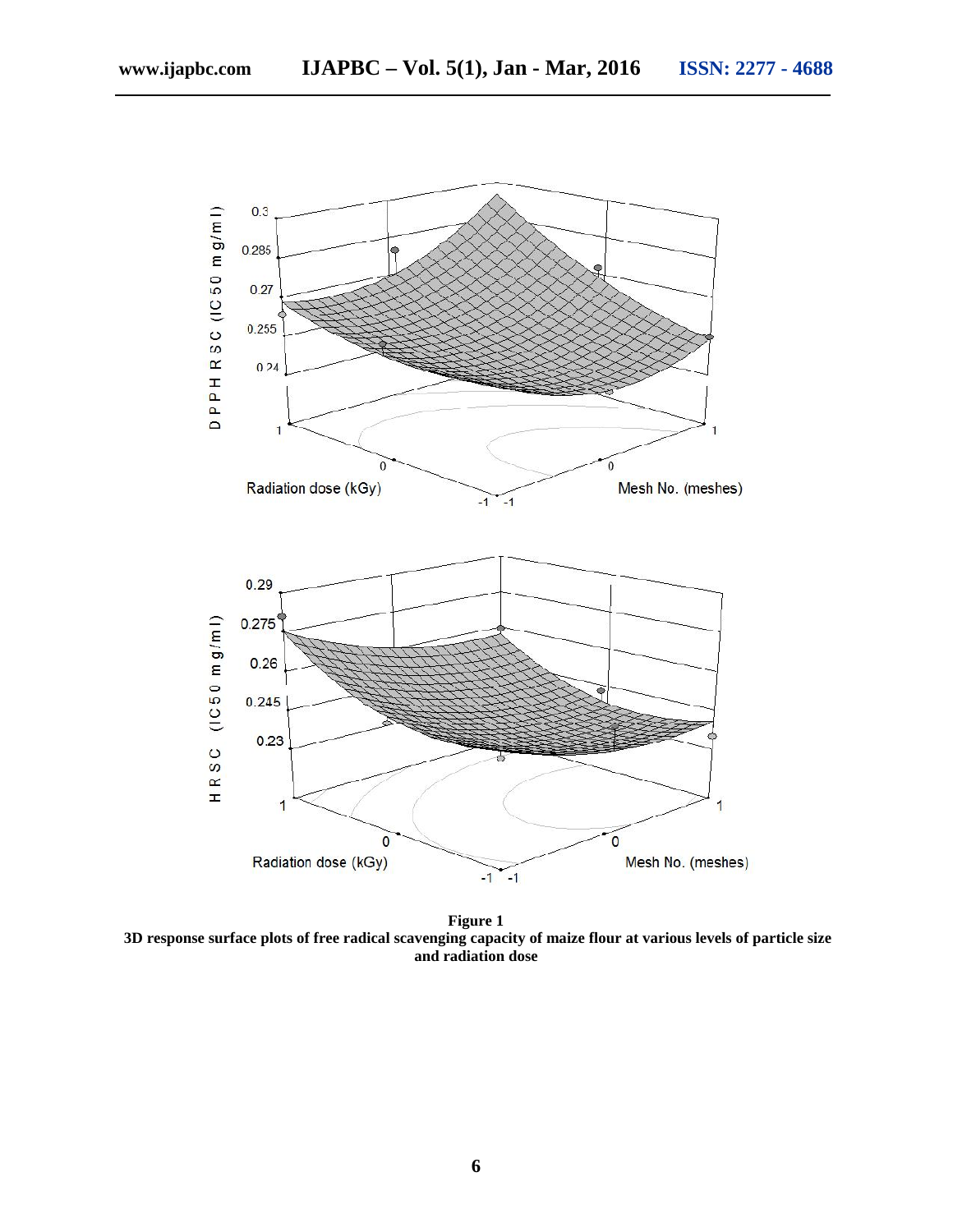**Figure 1**
**3D response surface plots of free radical scavenging capacity of maize flour at various levels of particle size and radiation dose**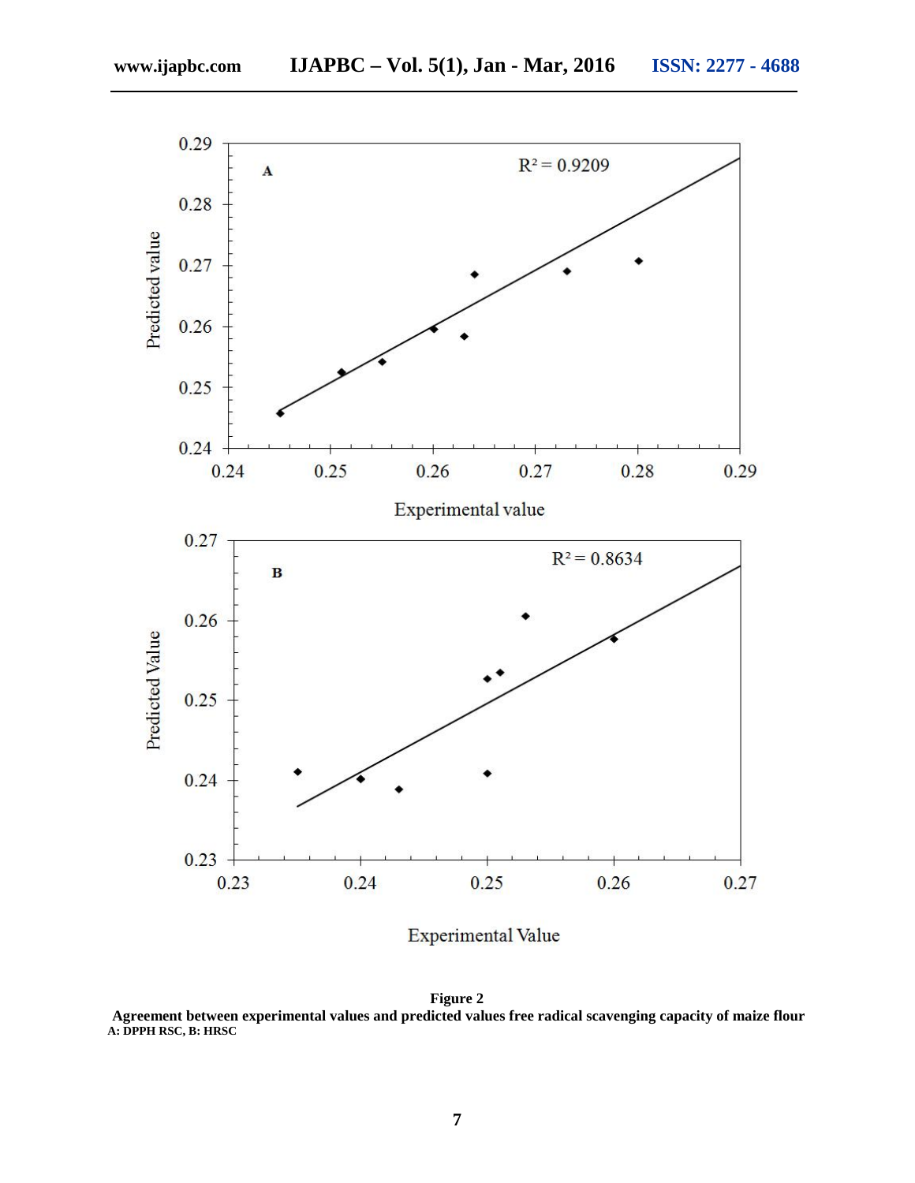**Figure 2**

**Agreement between experimental values and predicted values free radical scavenging capacity of maize flour**

**A: DPPH RSC, B: HRSC**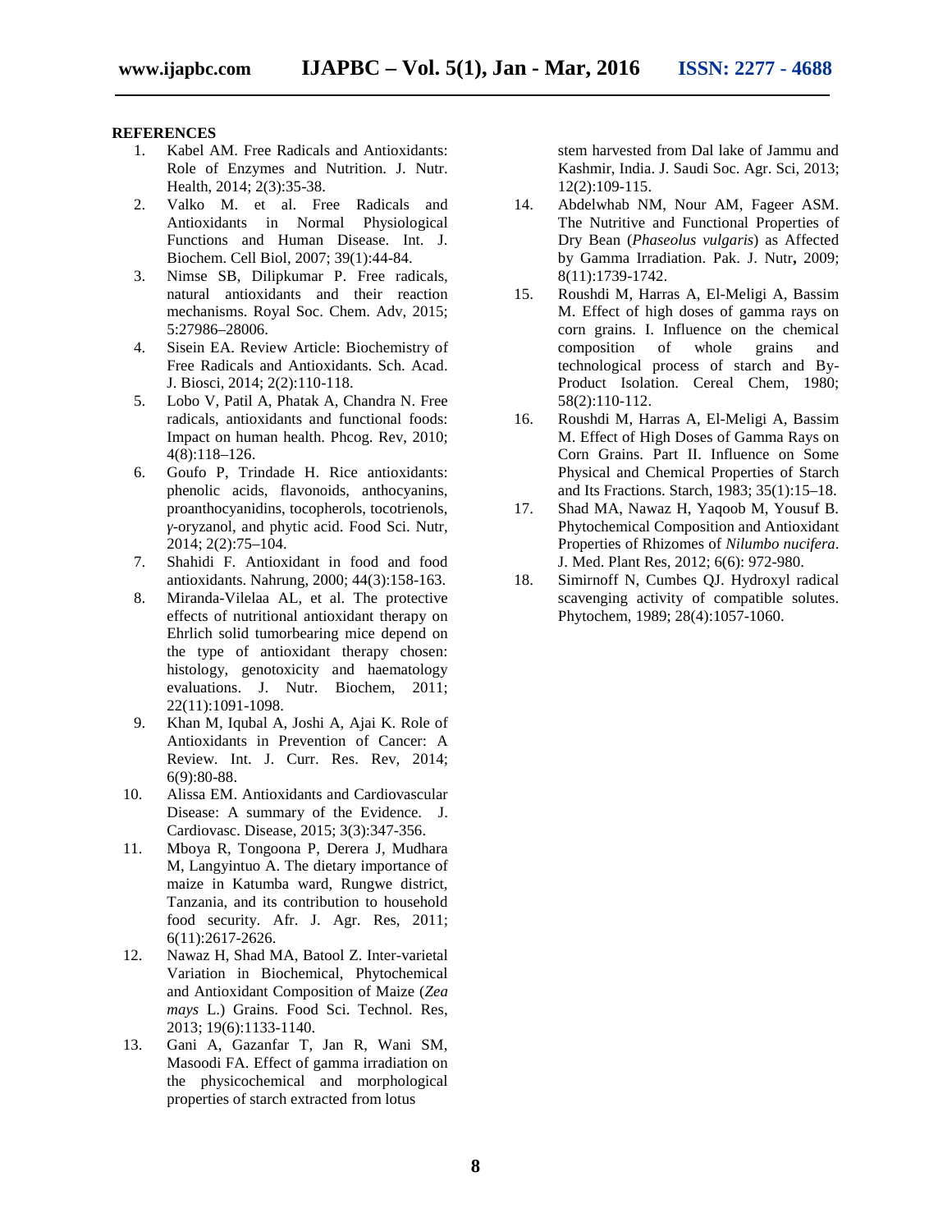## REFERENCES

1. Kabel AM. Free Radicals and Antioxidants: Role of Enzymes and Nutrition. J. Nutr. Health, 2014; 2(3):35-38.
2. Valko M. et al. Free Radicals and Antioxidants in Normal Physiological Functions and Human Disease. Int. J. Biochem. Cell Biol, 2007; 39(1):44-84.
3. Nimse SB, Dilipkumar P. Free radicals, natural antioxidants and their reaction mechanisms. Royal Soc. Chem. Adv, 2015; 5:27986–28006.
4. Sisein EA. Review Article: Biochemistry of Free Radicals and Antioxidants. Sch. Acad. J. Biosci, 2014; 2(2):110-118.
5. Lobo V, Patil A, Phatak A, Chandra N. Free radicals, antioxidants and functional foods: Impact on human health. Phcog. Rev, 2010; 4(8):118–126.
6. Goufo P, Trindade H. Rice antioxidants: phenolic acids, flavonoids, anthocyanins, proanthocyanidins, tocopherols, tocotrienols, *γ*-oryzanol, and phytic acid. Food Sci. Nutr, 2014; 2(2):75–104.
7. Shahidi F. Antioxidant in food and food antioxidants. Nahrung, 2000; 44(3):158-163.
8. Miranda-Vilelaa AL, et al. The protective effects of nutritional antioxidant therapy on Ehrlich solid tumorbearing mice depend on the type of antioxidant therapy chosen: histology, genotoxicity and haematology evaluations. J. Nutr. Biochem, 2011; 22(11):1091-1098.
9. Khan M, Iqubal A, Joshi A, Ajai K. Role of Antioxidants in Prevention of Cancer: A Review. Int. J. Curr. Res. Rev, 2014; 6(9):80-88.
10. Alissa EM. Antioxidants and Cardiovascular Disease: A summary of the Evidence. J. Cardiovasc. Disease, 2015; 3(3):347-356.
11. Mboya R, Tongoona P, Derera J, Mudhara M, Langyintuo A. The dietary importance of maize in Katumba ward, Rungwe district, Tanzania, and its contribution to household food security. Afr. J. Agr. Res, 2011; 6(11):2617-2626.
12. Nawaz H, Shad MA, Batool Z. Inter-varietal Variation in Biochemical, Phytochemical and Antioxidant Composition of Maize (*Zea mays* L.) Grains. Food Sci. Technol. Res, 2013; 19(6):1133-1140.
13. Gani A, Gazanfar T, Jan R, Wani SM, Masoodi FA. Effect of gamma irradiation on the physicochemical and morphological properties of starch extracted from lotus stem harvested from Dal lake of Jammu and Kashmir, India. J. Saudi Soc. Agr. Sci, 2013; 12(2):109-115.
14. Abdelwhab NM, Nour AM, Fageer ASM. The Nutritive and Functional Properties of Dry Bean (*Phaseolus vulgaris*) as Affected by Gamma Irradiation. Pak. J. Nutr**,** 2009; 8(11):1739-1742.
15. Roushdi M, Harras A, El-Meligi A, Bassim M. Effect of high doses of gamma rays on corn grains. I. Influence on the chemical composition of whole grains and technological process of starch and By-Product Isolation. Cereal Chem, 1980; 58(2):110-112.
16. Roushdi M, Harras A, El-Meligi A, Bassim M. Effect of High Doses of Gamma Rays on Corn Grains. Part II. Influence on Some Physical and Chemical Properties of Starch and Its Fractions. Starch, 1983; 35(1):15–18.
17. Shad MA, Nawaz H, Yaqoob M, Yousuf B. Phytochemical Composition and Antioxidant Properties of Rhizomes of *Nilumbo nucifera*. J. Med. Plant Res, 2012; 6(6): 972-980.
18. Simirnoff N, Cumbes QJ. Hydroxyl radical scavenging activity of compatible solutes. Phytochem, 1989; 28(4):1057-1060.